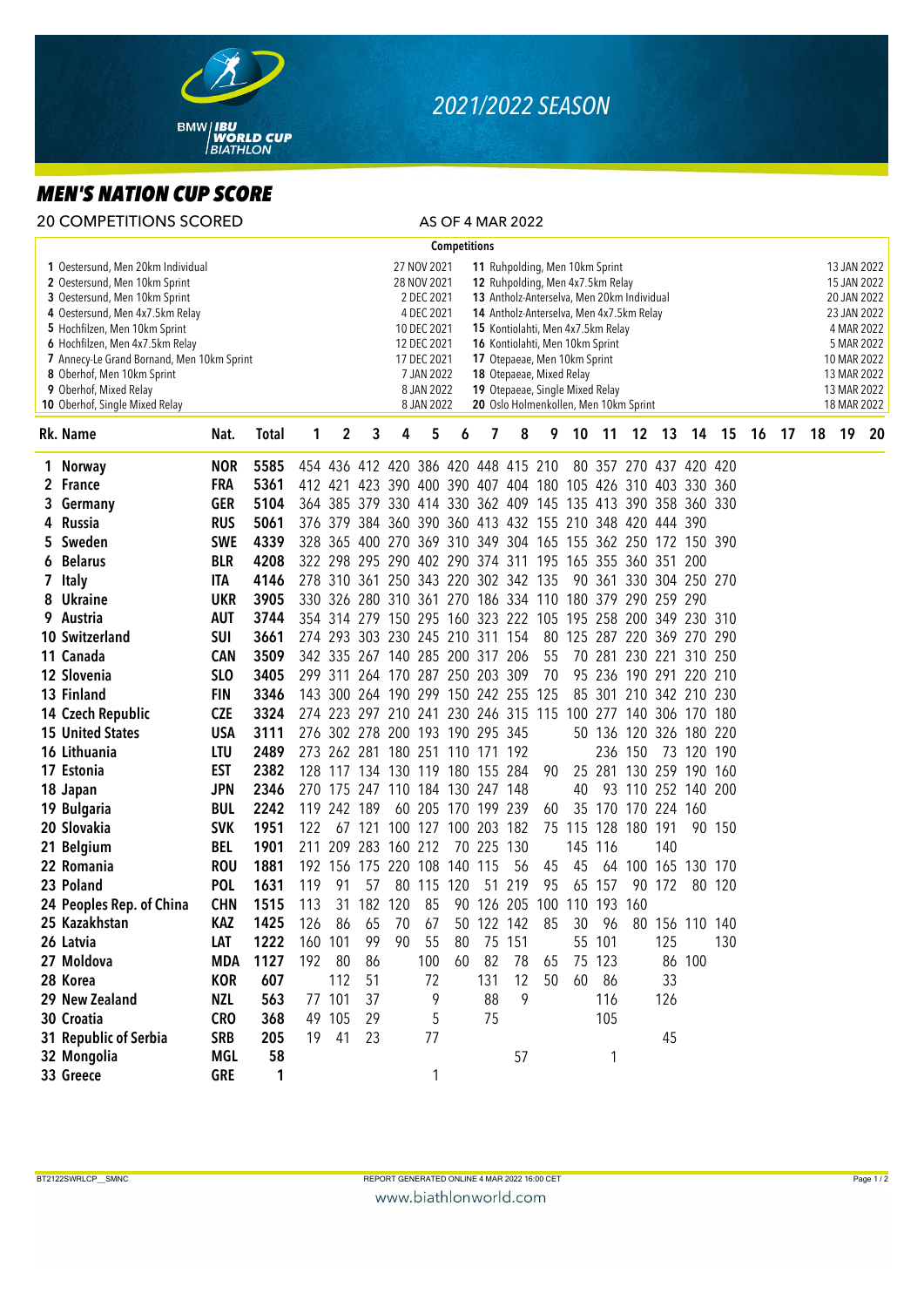# 2021/2022 SEASON

## MEN'S NATION CUP SCORE

20 COMPETITIONS SCORED

AS OF 4 MAR 2022

**Competitions**

| No. | Competition | Date |
|---|---|---|
| 1 | Oestersund, Men 20km Individual | 27 NOV 2021 |
| 2 | Oestersund, Men 10km Sprint | 28 NOV 2021 |
| 3 | Oestersund, Men 10km Sprint | 2 DEC 2021 |
| 4 | Oestersund, Men 4x7.5km Relay | 4 DEC 2021 |
| 5 | Hochfilzen, Men 10km Sprint | 10 DEC 2021 |
| 6 | Hochfilzen, Men 4x7.5km Relay | 12 DEC 2021 |
| 7 | Annecy-Le Grand Bornand, Men 10km Sprint | 17 DEC 2021 |
| 8 | Oberhof, Men 10km Sprint | 7 JAN 2022 |
| 9 | Oberhof, Mixed Relay | 8 JAN 2022 |
| 10 | Oberhof, Single Mixed Relay | 8 JAN 2022 |
| 11 | Ruhpolding, Men 10km Sprint | 13 JAN 2022 |
| 12 | Ruhpolding, Men 4x7.5km Relay | 15 JAN 2022 |
| 13 | Antholz-Anterselva, Men 20km Individual | 20 JAN 2022 |
| 14 | Antholz-Anterselva, Men 4x7.5km Relay | 23 JAN 2022 |
| 15 | Kontiolahti, Men 4x7.5km Relay | 4 MAR 2022 |
| 16 | Kontiolahti, Men 10km Sprint | 5 MAR 2022 |
| 17 | Otepaeae, Men 10km Sprint | 10 MAR 2022 |
| 18 | Otepaeae, Mixed Relay | 13 MAR 2022 |
| 19 | Otepaeae, Single Mixed Relay | 13 MAR 2022 |
| 20 | Oslo Holmenkollen, Men 10km Sprint | 18 MAR 2022 |

| Rk. | Name | Nat. | Total | 1 | 2 | 3 | 4 | 5 | 6 | 7 | 8 | 9 | 10 | 11 | 12 | 13 | 14 | 15 | 16 | 17 | 18 | 19 | 20 |
|---|---|---|---|---|---|---|---|---|---|---|---|---|---|---|---|---|---|---|---|---|---|---|---|
| 1 | Norway | NOR | 5585 | 454 | 436 | 412 | 420 | 386 | 420 | 448 | 415 | 210 | 80 | 357 | 270 | 437 | 420 | 420 | | | | | |
| 2 | France | FRA | 5361 | 412 | 421 | 423 | 390 | 400 | 390 | 407 | 404 | 180 | 105 | 426 | 310 | 403 | 330 | 360 | | | | | |
| 3 | Germany | GER | 5104 | 364 | 385 | 379 | 330 | 414 | 330 | 362 | 409 | 145 | 135 | 413 | 390 | 358 | 360 | 330 | | | | | |
| 4 | Russia | RUS | 5061 | 376 | 379 | 384 | 360 | 390 | 360 | 413 | 432 | 155 | 210 | 348 | 420 | 444 | 390 | | | | | | |
| 5 | Sweden | SWE | 4339 | 328 | 365 | 400 | 270 | 369 | 310 | 349 | 304 | 165 | 155 | 362 | 250 | 172 | 150 | 390 | | | | | |
| 6 | Belarus | BLR | 4208 | 322 | 298 | 295 | 290 | 402 | 290 | 374 | 311 | 195 | 165 | 355 | 360 | 351 | 200 | | | | | | |
| 7 | Italy | ITA | 4146 | 278 | 310 | 361 | 250 | 343 | 220 | 302 | 342 | 135 | 90 | 361 | 330 | 304 | 250 | 270 | | | | | |
| 8 | Ukraine | UKR | 3905 | 330 | 326 | 280 | 310 | 361 | 270 | 186 | 334 | 110 | 180 | 379 | 290 | 259 | 290 | | | | | | |
| 9 | Austria | AUT | 3744 | 354 | 314 | 279 | 150 | 295 | 160 | 323 | 222 | 105 | 195 | 258 | 200 | 349 | 230 | 310 | | | | | |
| 10 | Switzerland | SUI | 3661 | 274 | 293 | 303 | 230 | 245 | 210 | 311 | 154 | 80 | 125 | 287 | 220 | 369 | 270 | 290 | | | | | |
| 11 | Canada | CAN | 3509 | 342 | 335 | 267 | 140 | 285 | 200 | 317 | 206 | 55 | 70 | 281 | 230 | 221 | 310 | 250 | | | | | |
| 12 | Slovenia | SLO | 3405 | 299 | 311 | 264 | 170 | 287 | 250 | 203 | 309 | 70 | 95 | 236 | 190 | 291 | 220 | 210 | | | | | |
| 13 | Finland | FIN | 3346 | 143 | 300 | 264 | 190 | 299 | 150 | 242 | 255 | 125 | 85 | 301 | 210 | 342 | 210 | 230 | | | | | |
| 14 | Czech Republic | CZE | 3324 | 274 | 223 | 297 | 210 | 241 | 230 | 246 | 315 | 115 | 100 | 277 | 140 | 306 | 170 | 180 | | | | | |
| 15 | United States | USA | 3111 | 276 | 302 | 278 | 200 | 193 | 190 | 295 | 345 | | 50 | 136 | 120 | 326 | 180 | 220 | | | | | |
| 16 | Lithuania | LTU | 2489 | 273 | 262 | 281 | 180 | 251 | 110 | 171 | 192 | | | 236 | 150 | 73 | 120 | 190 | | | | | |
| 17 | Estonia | EST | 2382 | 128 | 117 | 134 | 130 | 119 | 180 | 155 | 284 | 90 | 25 | 281 | 130 | 259 | 190 | 160 | | | | | |
| 18 | Japan | JPN | 2346 | 270 | 175 | 247 | 110 | 184 | 130 | 247 | 148 | | 40 | 93 | 110 | 252 | 140 | 200 | | | | | |
| 19 | Bulgaria | BUL | 2242 | 119 | 242 | 189 | 60 | 205 | 170 | 199 | 239 | 60 | 35 | 170 | 170 | 224 | 160 | | | | | | |
| 20 | Slovakia | SVK | 1951 | 122 | 67 | 121 | 100 | 127 | 100 | 203 | 182 | 75 | 115 | 128 | 180 | 191 | 90 | 150 | | | | | |
| 21 | Belgium | BEL | 1901 | 211 | 209 | 283 | 160 | 212 | 70 | 225 | 130 | | 145 | 116 | | 140 | | | | | | | |
| 22 | Romania | ROU | 1881 | 192 | 156 | 175 | 220 | 108 | 140 | 115 | 56 | 45 | 45 | 64 | 100 | 165 | 130 | 170 | | | | | |
| 23 | Poland | POL | 1631 | 119 | 91 | 57 | 80 | 115 | 120 | 51 | 219 | 95 | 65 | 157 | 90 | 172 | 80 | 120 | | | | | |
| 24 | Peoples Rep. of China | CHN | 1515 | 113 | 31 | 182 | 120 | 85 | 90 | 126 | 205 | 100 | 110 | 193 | 160 | | | | | | | | |
| 25 | Kazakhstan | KAZ | 1425 | 126 | 86 | 65 | 70 | 67 | 50 | 122 | 142 | 85 | 30 | 96 | 80 | 156 | 110 | 140 | | | | | |
| 26 | Latvia | LAT | 1222 | 160 | 101 | 99 | 90 | 55 | 80 | 75 | 151 | | 55 | 101 | | 125 | | 130 | | | | | |
| 27 | Moldova | MDA | 1127 | 192 | 80 | 86 | | 100 | 60 | 82 | 78 | 65 | 75 | 123 | | 86 | 100 | | | | | | |
| 28 | Korea | KOR | 607 | | 112 | 51 | | 72 | | 131 | 12 | 50 | 60 | 86 | | 33 | | | | | | | |
| 29 | New Zealand | NZL | 563 | 77 | 101 | 37 | | 9 | | 88 | 9 | | | 116 | | 126 | | | | | | | |
| 30 | Croatia | CRO | 368 | 49 | 105 | 29 | | 5 | | 75 | | | | 105 | | | | | | | | | |
| 31 | Republic of Serbia | SRB | 205 | 19 | 41 | 23 | | 77 | | | | | | | | 45 | | | | | | | |
| 32 | Mongolia | MGL | 58 | | | | | | | | 57 | | | 1 | | | | | | | | | |
| 33 | Greece | GRE | 1 | | | | | 1 | | | | | | | | | | | | | | | |

BT2122SWRLCP__SMNC

REPORT GENERATED ONLINE 4 MAR 2022 16:00 CET

www.biathlonworld.com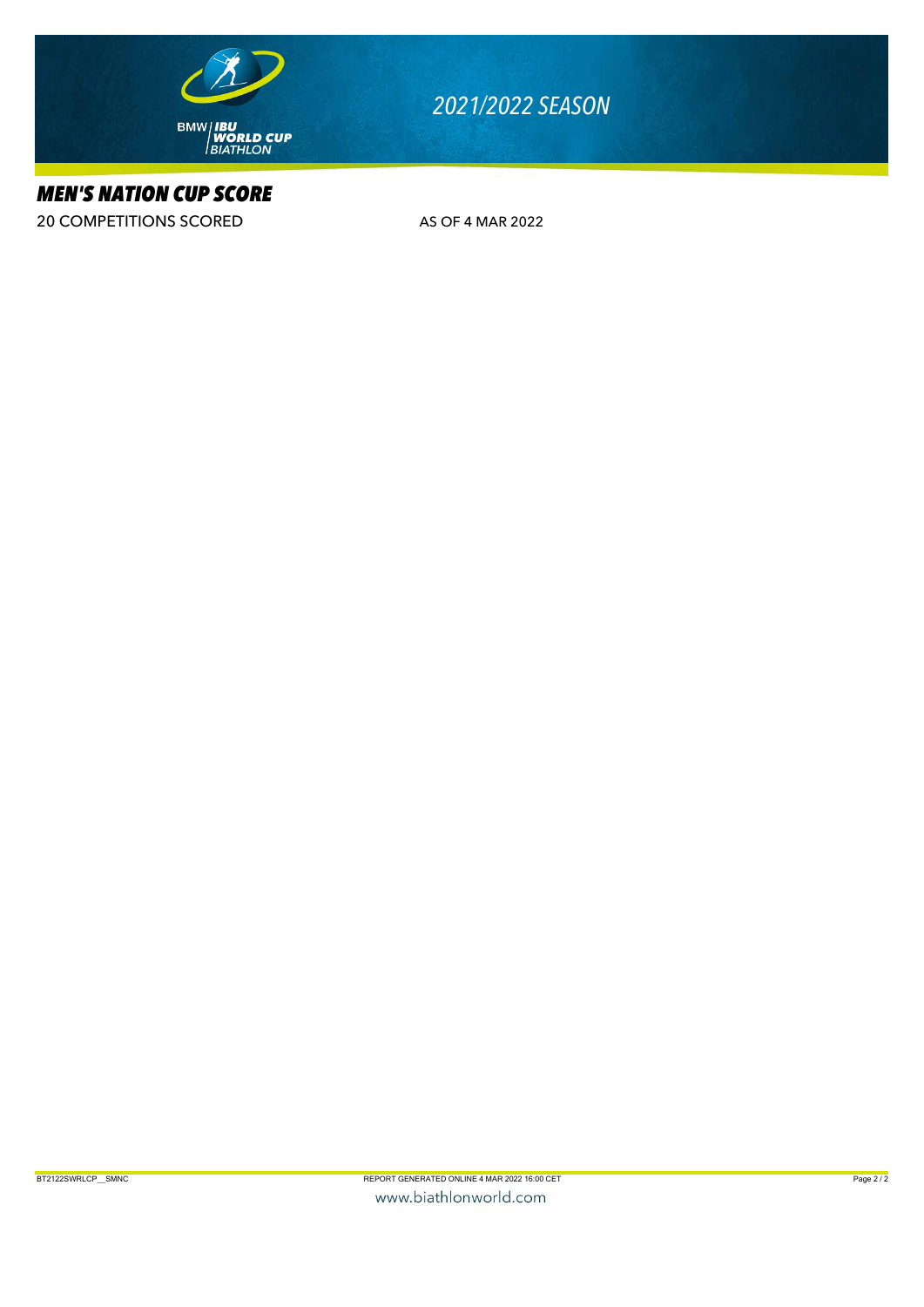BMW | IBU WORLD CUP BIATHLON

*2021/2022 SEASON*

## *MEN'S NATION CUP SCORE*

20 COMPETITIONS SCORED

AS OF 4 MAR 2022